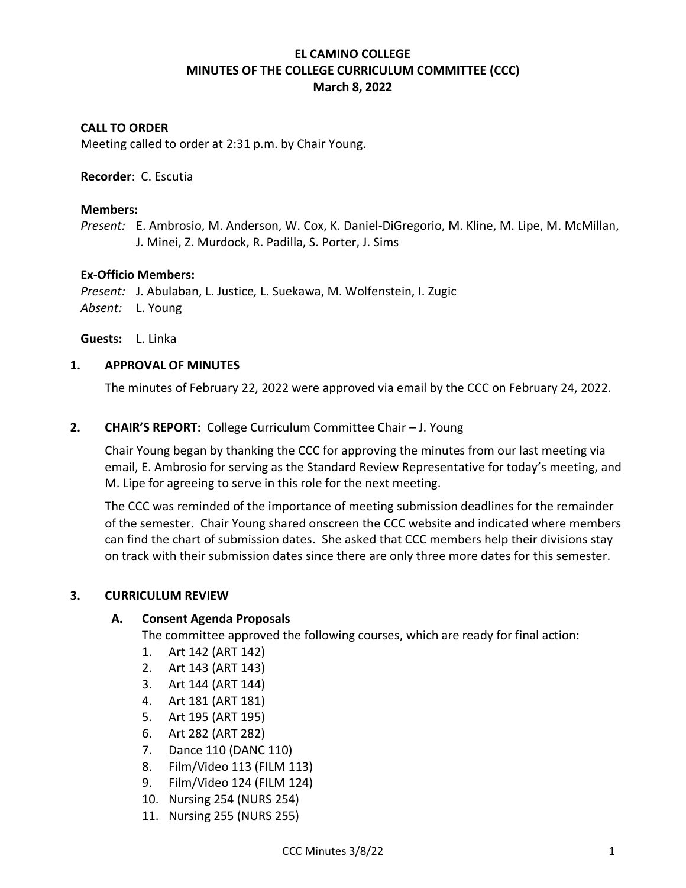# EL CAMINO COLLEGE
## MINUTES OF THE COLLEGE CURRICULUM COMMITTEE (CCC)
### March 8, 2022

**CALL TO ORDER**

Meeting called to order at 2:31 p.m. by Chair Young.

**Recorder**: C. Escutia

**Members:**

*Present:* E. Ambrosio, M. Anderson, W. Cox, K. Daniel-DiGregorio, M. Kline, M. Lipe, M. McMillan, J. Minei, Z. Murdock, R. Padilla, S. Porter, J. Sims

**Ex-Officio Members:**

*Present:* J. Abulaban, L. Justice, L. Suekawa, M. Wolfenstein, I. Zugic

*Absent:* L. Young

**Guests:** L. Linka

**1. APPROVAL OF MINUTES**

The minutes of February 22, 2022 were approved via email by the CCC on February 24, 2022.

**2. CHAIR'S REPORT:** College Curriculum Committee Chair – J. Young

Chair Young began by thanking the CCC for approving the minutes from our last meeting via email, E. Ambrosio for serving as the Standard Review Representative for today's meeting, and M. Lipe for agreeing to serve in this role for the next meeting.

The CCC was reminded of the importance of meeting submission deadlines for the remainder of the semester. Chair Young shared onscreen the CCC website and indicated where members can find the chart of submission dates. She asked that CCC members help their divisions stay on track with their submission dates since there are only three more dates for this semester.

**3. CURRICULUM REVIEW**

**A. Consent Agenda Proposals**

The committee approved the following courses, which are ready for final action:

1. Art 142 (ART 142)
2. Art 143 (ART 143)
3. Art 144 (ART 144)
4. Art 181 (ART 181)
5. Art 195 (ART 195)
6. Art 282 (ART 282)
7. Dance 110 (DANC 110)
8. Film/Video 113 (FILM 113)
9. Film/Video 124 (FILM 124)
10. Nursing 254 (NURS 254)
11. Nursing 255 (NURS 255)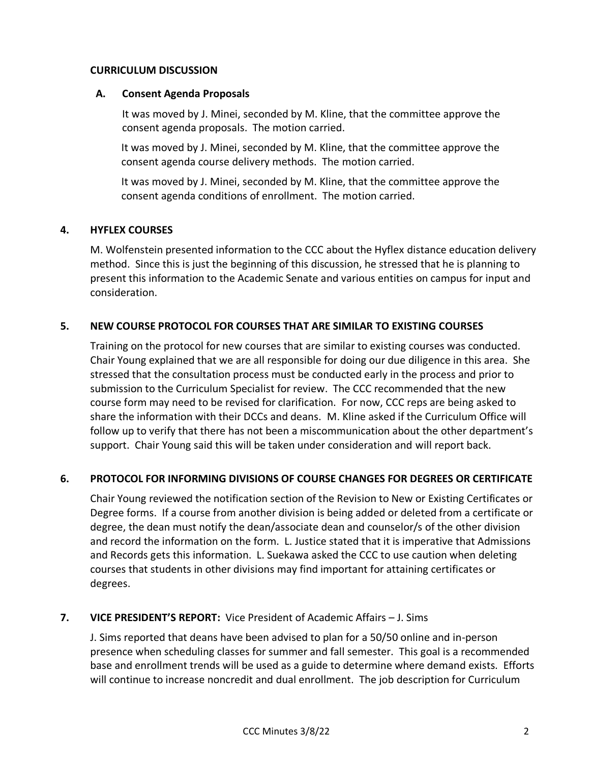**CURRICULUM DISCUSSION**

**A. Consent Agenda Proposals**

It was moved by J. Minei, seconded by M. Kline, that the committee approve the consent agenda proposals. The motion carried.

It was moved by J. Minei, seconded by M. Kline, that the committee approve the consent agenda course delivery methods. The motion carried.

It was moved by J. Minei, seconded by M. Kline, that the committee approve the consent agenda conditions of enrollment. The motion carried.

**4. HYFLEX COURSES**

M. Wolfenstein presented information to the CCC about the Hyflex distance education delivery method. Since this is just the beginning of this discussion, he stressed that he is planning to present this information to the Academic Senate and various entities on campus for input and consideration.

**5. NEW COURSE PROTOCOL FOR COURSES THAT ARE SIMILAR TO EXISTING COURSES**

Training on the protocol for new courses that are similar to existing courses was conducted. Chair Young explained that we are all responsible for doing our due diligence in this area. She stressed that the consultation process must be conducted early in the process and prior to submission to the Curriculum Specialist for review. The CCC recommended that the new course form may need to be revised for clarification. For now, CCC reps are being asked to share the information with their DCCs and deans. M. Kline asked if the Curriculum Office will follow up to verify that there has not been a miscommunication about the other department's support. Chair Young said this will be taken under consideration and will report back.

**6. PROTOCOL FOR INFORMING DIVISIONS OF COURSE CHANGES FOR DEGREES OR CERTIFICATE**

Chair Young reviewed the notification section of the Revision to New or Existing Certificates or Degree forms. If a course from another division is being added or deleted from a certificate or degree, the dean must notify the dean/associate dean and counselor/s of the other division and record the information on the form. L. Justice stated that it is imperative that Admissions and Records gets this information. L. Suekawa asked the CCC to use caution when deleting courses that students in other divisions may find important for attaining certificates or degrees.

**7. VICE PRESIDENT'S REPORT:** Vice President of Academic Affairs – J. Sims

J. Sims reported that deans have been advised to plan for a 50/50 online and in-person presence when scheduling classes for summer and fall semester. This goal is a recommended base and enrollment trends will be used as a guide to determine where demand exists. Efforts will continue to increase noncredit and dual enrollment. The job description for Curriculum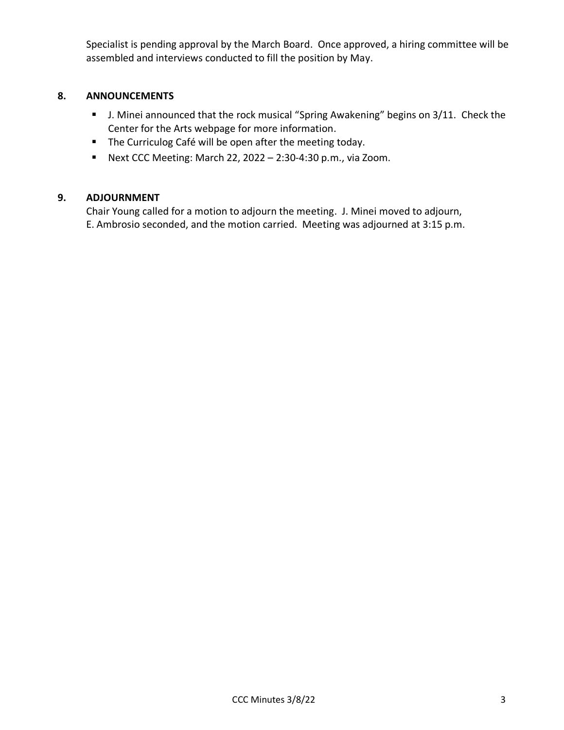Specialist is pending approval by the March Board. Once approved, a hiring committee will be assembled and interviews conducted to fill the position by May.

## 8. ANNOUNCEMENTS

- J. Minei announced that the rock musical "Spring Awakening" begins on 3/11. Check the Center for the Arts webpage for more information.
- The Curriculog Café will be open after the meeting today.
- Next CCC Meeting: March 22, 2022 – 2:30-4:30 p.m., via Zoom.

## 9. ADJOURNMENT

Chair Young called for a motion to adjourn the meeting. J. Minei moved to adjourn, E. Ambrosio seconded, and the motion carried. Meeting was adjourned at 3:15 p.m.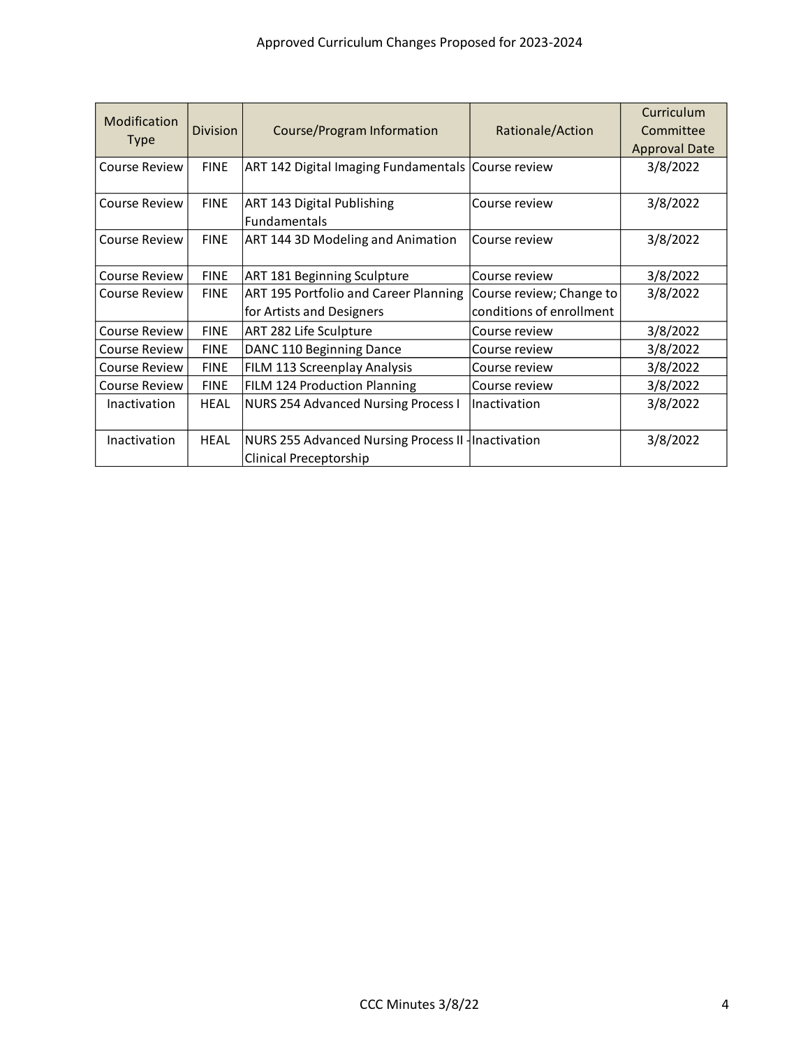Approved Curriculum Changes Proposed for 2023-2024

| Modification Type | Division | Course/Program Information | Rationale/Action | Curriculum Committee Approval Date |
|---|---|---|---|---|
| Course Review | FINE | ART 142 Digital Imaging Fundamentals | Course review | 3/8/2022 |
| Course Review | FINE | ART 143 Digital Publishing Fundamentals | Course review | 3/8/2022 |
| Course Review | FINE | ART 144 3D Modeling and Animation | Course review | 3/8/2022 |
| Course Review | FINE | ART 181 Beginning Sculpture | Course review | 3/8/2022 |
| Course Review | FINE | ART 195 Portfolio and Career Planning for Artists and Designers | Course review; Change to conditions of enrollment | 3/8/2022 |
| Course Review | FINE | ART 282 Life Sculpture | Course review | 3/8/2022 |
| Course Review | FINE | DANC 110 Beginning Dance | Course review | 3/8/2022 |
| Course Review | FINE | FILM 113 Screenplay Analysis | Course review | 3/8/2022 |
| Course Review | FINE | FILM 124 Production Planning | Course review | 3/8/2022 |
| Inactivation | HEAL | NURS 254 Advanced Nursing Process I | Inactivation | 3/8/2022 |
| Inactivation | HEAL | NURS 255 Advanced Nursing Process II - Clinical Preceptorship | Inactivation | 3/8/2022 |